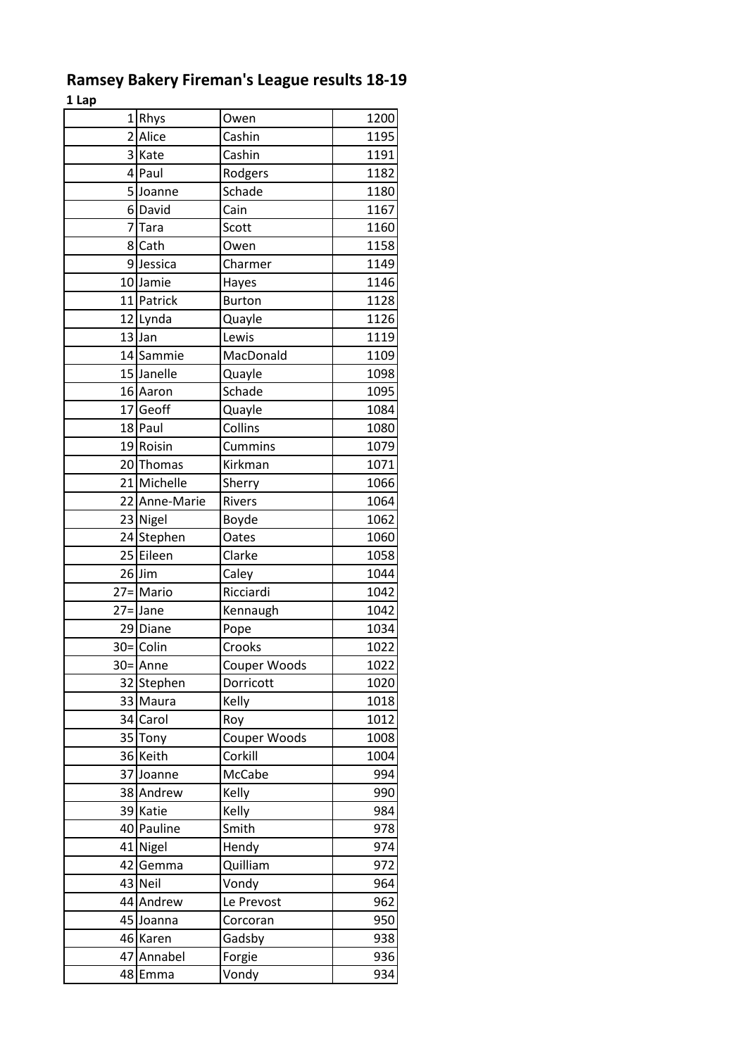# Ramsey Bakery Fireman's League results 18-19

**1 Lap**

| | | | |
|---|---|---|---|
| 1 | Rhys | Owen | 1200 |
| 2 | Alice | Cashin | 1195 |
| 3 | Kate | Cashin | 1191 |
| 4 | Paul | Rodgers | 1182 |
| 5 | Joanne | Schade | 1180 |
| 6 | David | Cain | 1167 |
| 7 | Tara | Scott | 1160 |
| 8 | Cath | Owen | 1158 |
| 9 | Jessica | Charmer | 1149 |
| 10 | Jamie | Hayes | 1146 |
| 11 | Patrick | Burton | 1128 |
| 12 | Lynda | Quayle | 1126 |
| 13 | Jan | Lewis | 1119 |
| 14 | Sammie | MacDonald | 1109 |
| 15 | Janelle | Quayle | 1098 |
| 16 | Aaron | Schade | 1095 |
| 17 | Geoff | Quayle | 1084 |
| 18 | Paul | Collins | 1080 |
| 19 | Roisin | Cummins | 1079 |
| 20 | Thomas | Kirkman | 1071 |
| 21 | Michelle | Sherry | 1066 |
| 22 | Anne-Marie | Rivers | 1064 |
| 23 | Nigel | Boyde | 1062 |
| 24 | Stephen | Oates | 1060 |
| 25 | Eileen | Clarke | 1058 |
| 26 | Jim | Caley | 1044 |
| 27= | Mario | Ricciardi | 1042 |
| 27= | Jane | Kennaugh | 1042 |
| 29 | Diane | Pope | 1034 |
| 30= | Colin | Crooks | 1022 |
| 30= | Anne | Couper Woods | 1022 |
| 32 | Stephen | Dorricott | 1020 |
| 33 | Maura | Kelly | 1018 |
| 34 | Carol | Roy | 1012 |
| 35 | Tony | Couper Woods | 1008 |
| 36 | Keith | Corkill | 1004 |
| 37 | Joanne | McCabe | 994 |
| 38 | Andrew | Kelly | 990 |
| 39 | Katie | Kelly | 984 |
| 40 | Pauline | Smith | 978 |
| 41 | Nigel | Hendy | 974 |
| 42 | Gemma | Quilliam | 972 |
| 43 | Neil | Vondy | 964 |
| 44 | Andrew | Le Prevost | 962 |
| 45 | Joanna | Corcoran | 950 |
| 46 | Karen | Gadsby | 938 |
| 47 | Annabel | Forgie | 936 |
| 48 | Emma | Vondy | 934 |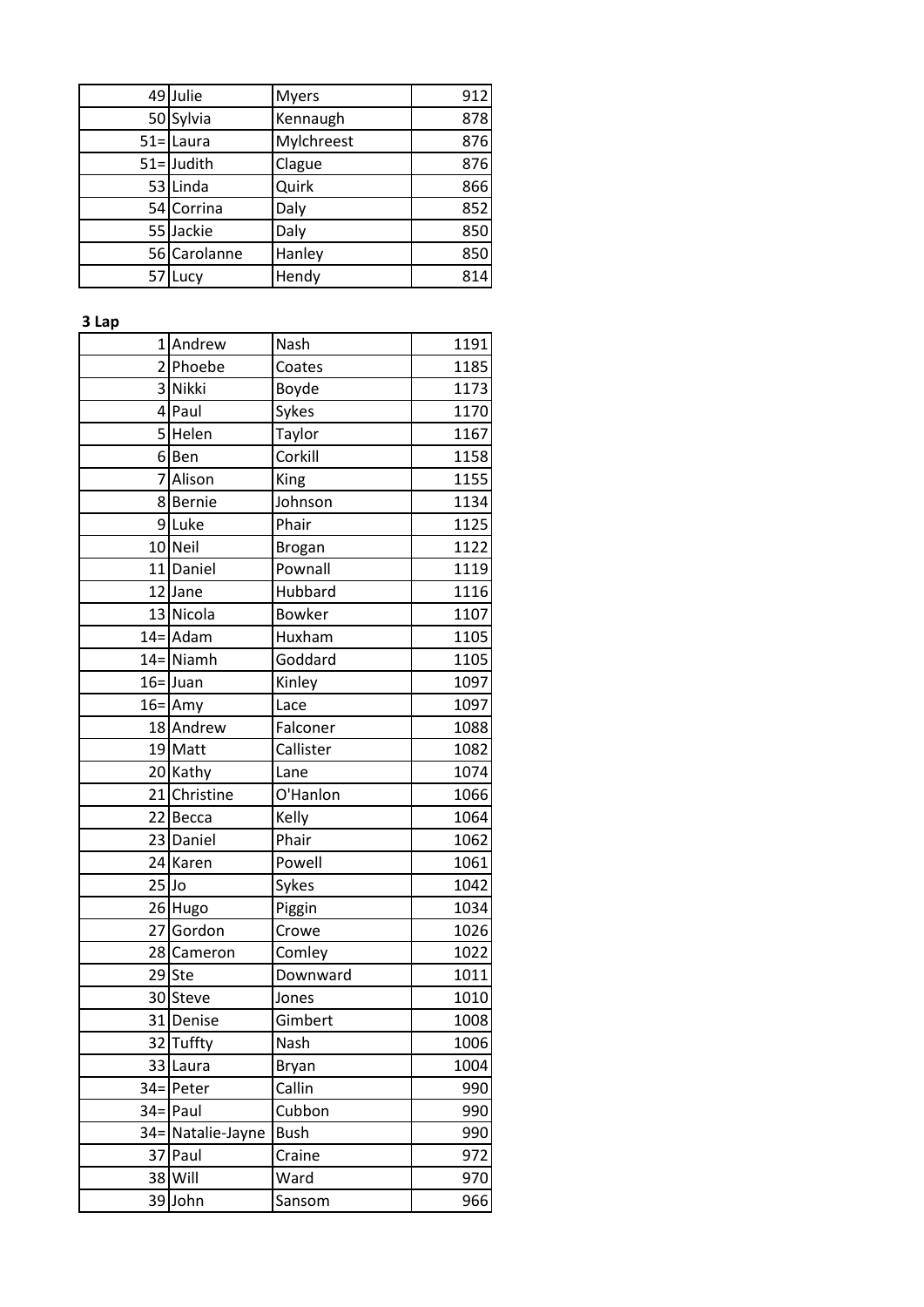| | | | |
|---|---|---|---|
| 49 | Julie | Myers | 912 |
| 50 | Sylvia | Kennaugh | 878 |
| 51= | Laura | Mylchreest | 876 |
| 51= | Judith | Clague | 876 |
| 53 | Linda | Quirk | 866 |
| 54 | Corrina | Daly | 852 |
| 55 | Jackie | Daly | 850 |
| 56 | Carolanne | Hanley | 850 |
| 57 | Lucy | Hendy | 814 |

**3 Lap**

| | | | |
|---|---|---|---|
| 1 | Andrew | Nash | 1191 |
| 2 | Phoebe | Coates | 1185 |
| 3 | Nikki | Boyde | 1173 |
| 4 | Paul | Sykes | 1170 |
| 5 | Helen | Taylor | 1167 |
| 6 | Ben | Corkill | 1158 |
| 7 | Alison | King | 1155 |
| 8 | Bernie | Johnson | 1134 |
| 9 | Luke | Phair | 1125 |
| 10 | Neil | Brogan | 1122 |
| 11 | Daniel | Pownall | 1119 |
| 12 | Jane | Hubbard | 1116 |
| 13 | Nicola | Bowker | 1107 |
| 14= | Adam | Huxham | 1105 |
| 14= | Niamh | Goddard | 1105 |
| 16= | Juan | Kinley | 1097 |
| 16= | Amy | Lace | 1097 |
| 18 | Andrew | Falconer | 1088 |
| 19 | Matt | Callister | 1082 |
| 20 | Kathy | Lane | 1074 |
| 21 | Christine | O'Hanlon | 1066 |
| 22 | Becca | Kelly | 1064 |
| 23 | Daniel | Phair | 1062 |
| 24 | Karen | Powell | 1061 |
| 25 | Jo | Sykes | 1042 |
| 26 | Hugo | Piggin | 1034 |
| 27 | Gordon | Crowe | 1026 |
| 28 | Cameron | Comley | 1022 |
| 29 | Ste | Downward | 1011 |
| 30 | Steve | Jones | 1010 |
| 31 | Denise | Gimbert | 1008 |
| 32 | Tuffty | Nash | 1006 |
| 33 | Laura | Bryan | 1004 |
| 34= | Peter | Callin | 990 |
| 34= | Paul | Cubbon | 990 |
| 34= | Natalie-Jayne | Bush | 990 |
| 37 | Paul | Craine | 972 |
| 38 | Will | Ward | 970 |
| 39 | John | Sansom | 966 |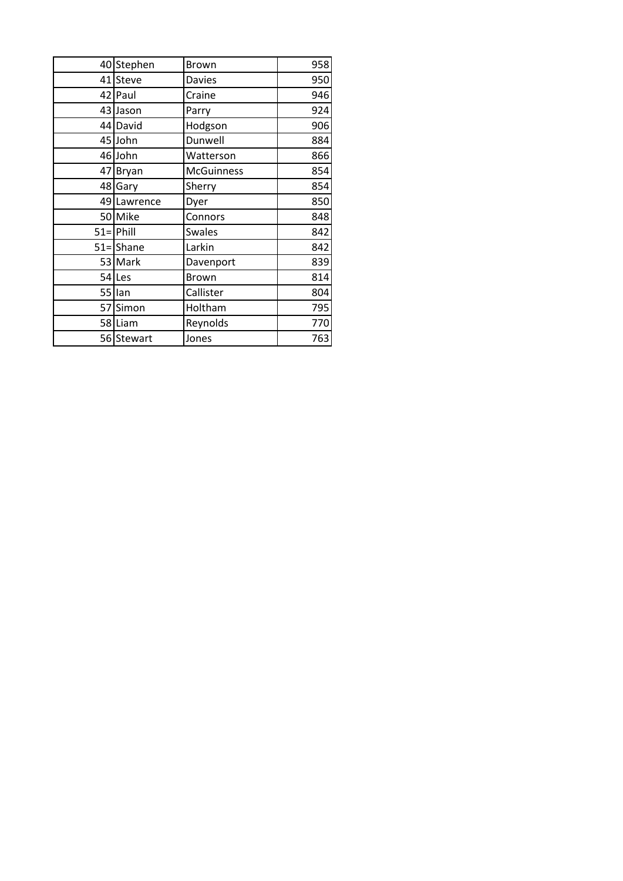| | | | |
|---|---|---|---|
| 40 | Stephen | Brown | 958 |
| 41 | Steve | Davies | 950 |
| 42 | Paul | Craine | 946 |
| 43 | Jason | Parry | 924 |
| 44 | David | Hodgson | 906 |
| 45 | John | Dunwell | 884 |
| 46 | John | Watterson | 866 |
| 47 | Bryan | McGuinness | 854 |
| 48 | Gary | Sherry | 854 |
| 49 | Lawrence | Dyer | 850 |
| 50 | Mike | Connors | 848 |
| 51= | Phill | Swales | 842 |
| 51= | Shane | Larkin | 842 |
| 53 | Mark | Davenport | 839 |
| 54 | Les | Brown | 814 |
| 55 | Ian | Callister | 804 |
| 57 | Simon | Holtham | 795 |
| 58 | Liam | Reynolds | 770 |
| 56 | Stewart | Jones | 763 |